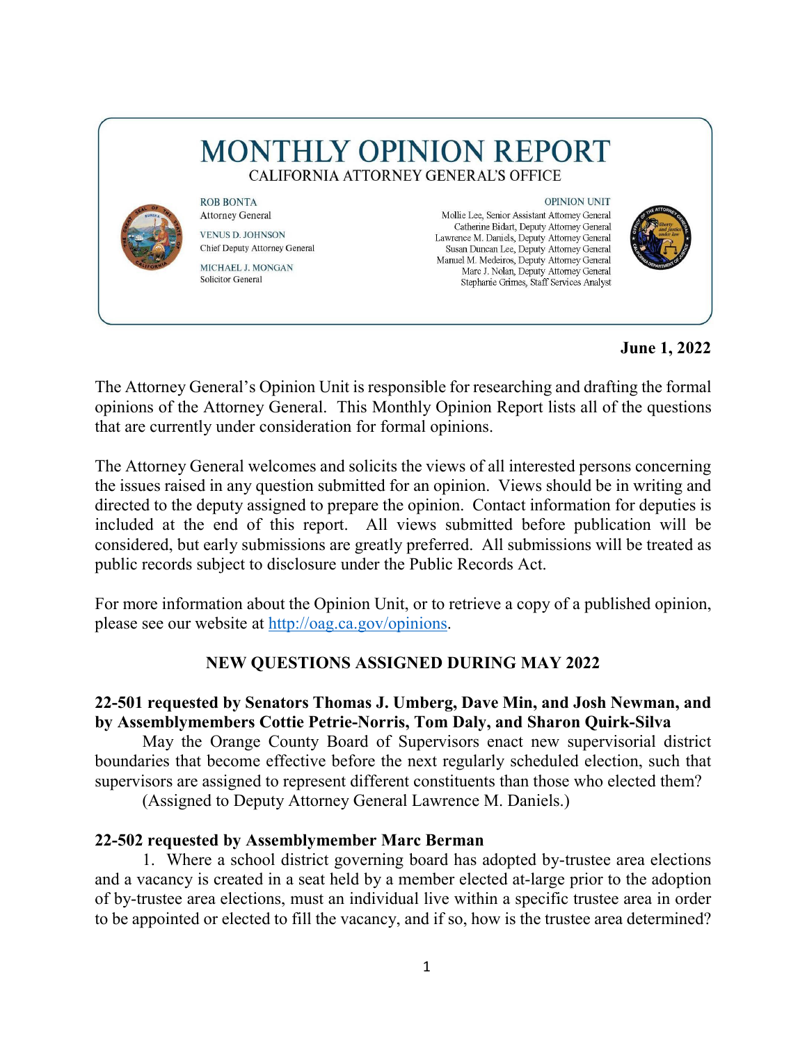# MONTHLY OPINION REPORT

CALIFORNIA ATTORNEY GENERAL'S OFFICE

ROB BONTA
Attorney General

VENUS D. JOHNSON
Chief Deputy Attorney General

MICHAEL J. MONGAN
Solicitor General

OPINION UNIT
Mollie Lee, Senior Assistant Attorney General
Catherine Bidart, Deputy Attorney General
Lawrence M. Daniels, Deputy Attorney General
Susan Duncan Lee, Deputy Attorney General
Manuel M. Medeiros, Deputy Attorney General
Marc J. Nolan, Deputy Attorney General
Stephanie Grimes, Staff Services Analyst

**June 1, 2022**

The Attorney General's Opinion Unit is responsible for researching and drafting the formal opinions of the Attorney General. This Monthly Opinion Report lists all of the questions that are currently under consideration for formal opinions.

The Attorney General welcomes and solicits the views of all interested persons concerning the issues raised in any question submitted for an opinion. Views should be in writing and directed to the deputy assigned to prepare the opinion. Contact information for deputies is included at the end of this report. All views submitted before publication will be considered, but early submissions are greatly preferred. All submissions will be treated as public records subject to disclosure under the Public Records Act.

For more information about the Opinion Unit, or to retrieve a copy of a published opinion, please see our website at http://oag.ca.gov/opinions.

## NEW QUESTIONS ASSIGNED DURING MAY 2022

**22-501 requested by Senators Thomas J. Umberg, Dave Min, and Josh Newman, and by Assemblymembers Cottie Petrie-Norris, Tom Daly, and Sharon Quirk-Silva**

May the Orange County Board of Supervisors enact new supervisorial district boundaries that become effective before the next regularly scheduled election, such that supervisors are assigned to represent different constituents than those who elected them?

(Assigned to Deputy Attorney General Lawrence M. Daniels.)

**22-502 requested by Assemblymember Marc Berman**

1. Where a school district governing board has adopted by-trustee area elections and a vacancy is created in a seat held by a member elected at-large prior to the adoption of by-trustee area elections, must an individual live within a specific trustee area in order to be appointed or elected to fill the vacancy, and if so, how is the trustee area determined?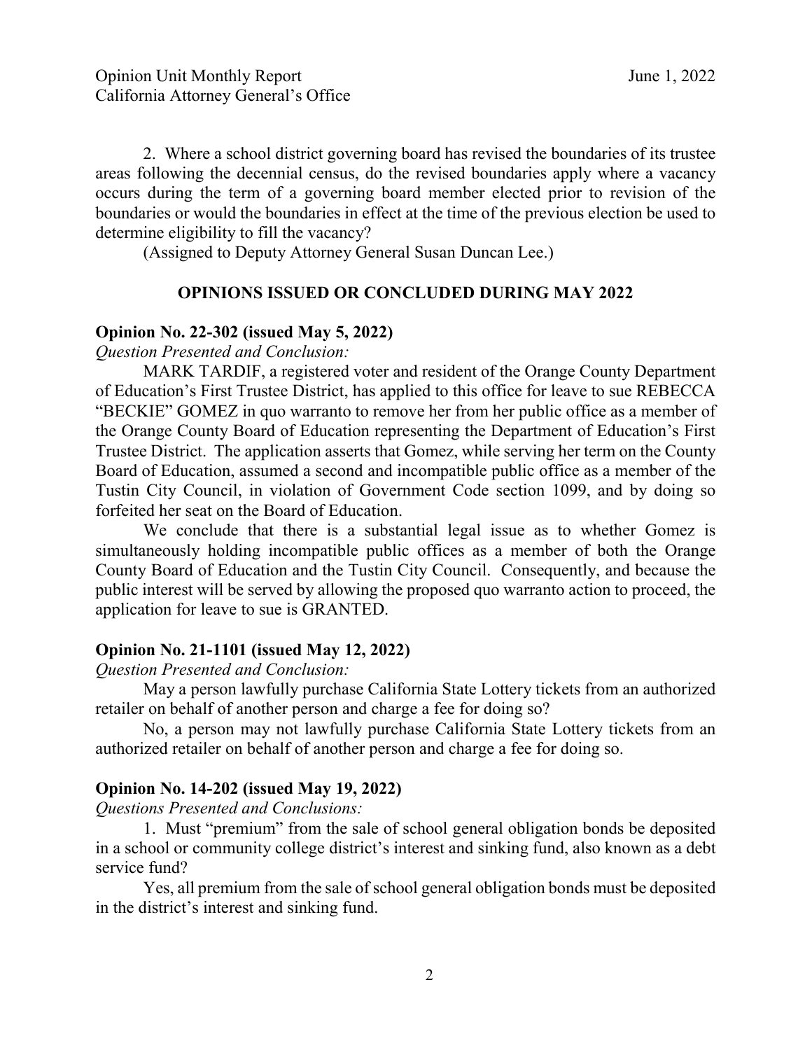2. Where a school district governing board has revised the boundaries of its trustee areas following the decennial census, do the revised boundaries apply where a vacancy occurs during the term of a governing board member elected prior to revision of the boundaries or would the boundaries in effect at the time of the previous election be used to determine eligibility to fill the vacancy?

(Assigned to Deputy Attorney General Susan Duncan Lee.)

## OPINIONS ISSUED OR CONCLUDED DURING MAY 2022

### Opinion No. 22-302 (issued May 5, 2022)

*Question Presented and Conclusion:*

MARK TARDIF, a registered voter and resident of the Orange County Department of Education's First Trustee District, has applied to this office for leave to sue REBECCA "BECKIE" GOMEZ in quo warranto to remove her from her public office as a member of the Orange County Board of Education representing the Department of Education's First Trustee District. The application asserts that Gomez, while serving her term on the County Board of Education, assumed a second and incompatible public office as a member of the Tustin City Council, in violation of Government Code section 1099, and by doing so forfeited her seat on the Board of Education.

We conclude that there is a substantial legal issue as to whether Gomez is simultaneously holding incompatible public offices as a member of both the Orange County Board of Education and the Tustin City Council. Consequently, and because the public interest will be served by allowing the proposed quo warranto action to proceed, the application for leave to sue is GRANTED.

### Opinion No. 21-1101 (issued May 12, 2022)

*Question Presented and Conclusion:*

May a person lawfully purchase California State Lottery tickets from an authorized retailer on behalf of another person and charge a fee for doing so?

No, a person may not lawfully purchase California State Lottery tickets from an authorized retailer on behalf of another person and charge a fee for doing so.

### Opinion No. 14-202 (issued May 19, 2022)

*Questions Presented and Conclusions:*

1. Must "premium" from the sale of school general obligation bonds be deposited in a school or community college district's interest and sinking fund, also known as a debt service fund?

Yes, all premium from the sale of school general obligation bonds must be deposited in the district's interest and sinking fund.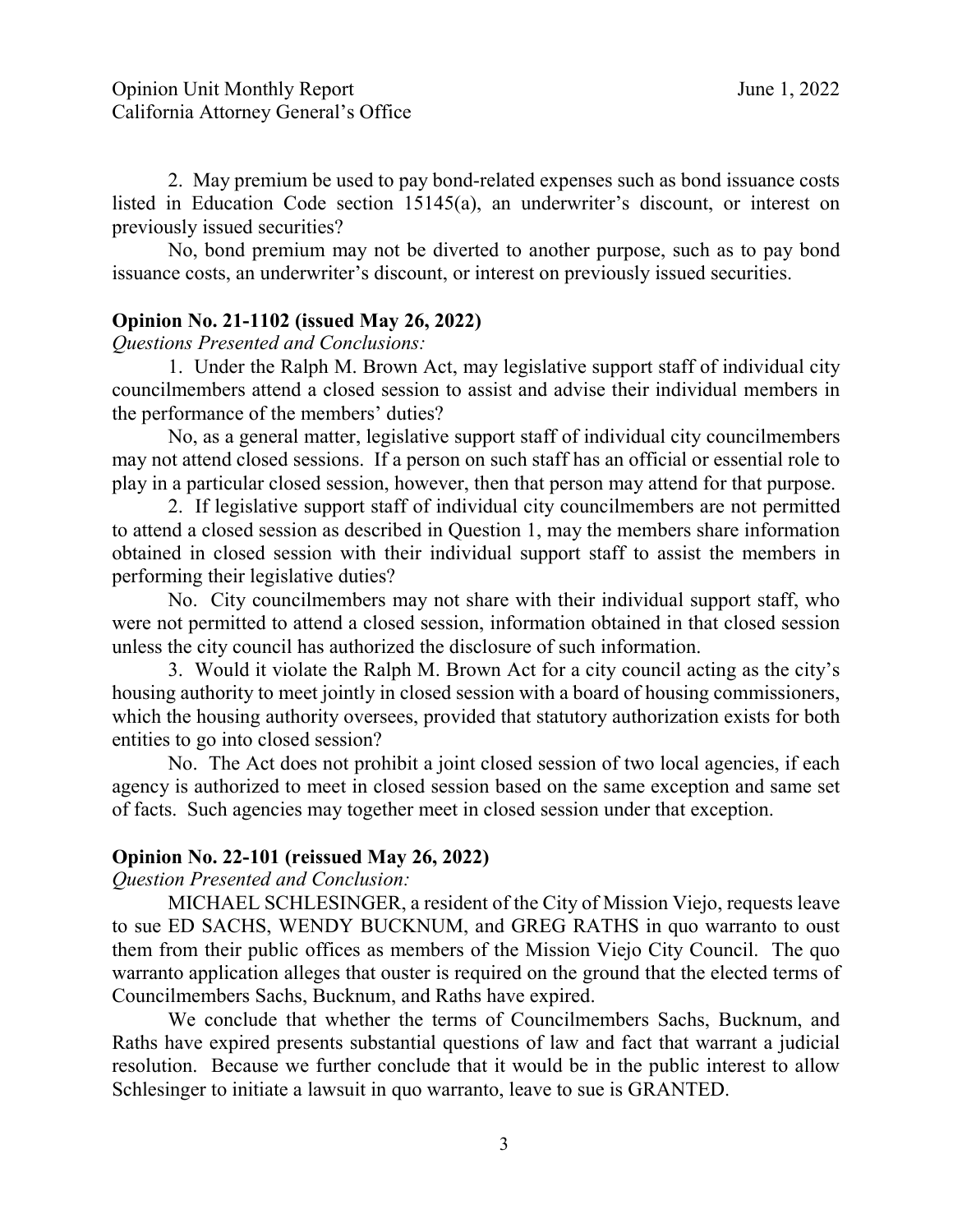2. May premium be used to pay bond-related expenses such as bond issuance costs listed in Education Code section 15145(a), an underwriter's discount, or interest on previously issued securities?

No, bond premium may not be diverted to another purpose, such as to pay bond issuance costs, an underwriter's discount, or interest on previously issued securities.

**Opinion No. 21-1102 (issued May 26, 2022)**

*Questions Presented and Conclusions:*

1. Under the Ralph M. Brown Act, may legislative support staff of individual city councilmembers attend a closed session to assist and advise their individual members in the performance of the members' duties?

No, as a general matter, legislative support staff of individual city councilmembers may not attend closed sessions. If a person on such staff has an official or essential role to play in a particular closed session, however, then that person may attend for that purpose.

2. If legislative support staff of individual city councilmembers are not permitted to attend a closed session as described in Question 1, may the members share information obtained in closed session with their individual support staff to assist the members in performing their legislative duties?

No. City councilmembers may not share with their individual support staff, who were not permitted to attend a closed session, information obtained in that closed session unless the city council has authorized the disclosure of such information.

3. Would it violate the Ralph M. Brown Act for a city council acting as the city's housing authority to meet jointly in closed session with a board of housing commissioners, which the housing authority oversees, provided that statutory authorization exists for both entities to go into closed session?

No. The Act does not prohibit a joint closed session of two local agencies, if each agency is authorized to meet in closed session based on the same exception and same set of facts. Such agencies may together meet in closed session under that exception.

**Opinion No. 22-101 (reissued May 26, 2022)**

*Question Presented and Conclusion:*

MICHAEL SCHLESINGER, a resident of the City of Mission Viejo, requests leave to sue ED SACHS, WENDY BUCKNUM, and GREG RATHS in quo warranto to oust them from their public offices as members of the Mission Viejo City Council. The quo warranto application alleges that ouster is required on the ground that the elected terms of Councilmembers Sachs, Bucknum, and Raths have expired.

We conclude that whether the terms of Councilmembers Sachs, Bucknum, and Raths have expired presents substantial questions of law and fact that warrant a judicial resolution. Because we further conclude that it would be in the public interest to allow Schlesinger to initiate a lawsuit in quo warranto, leave to sue is GRANTED.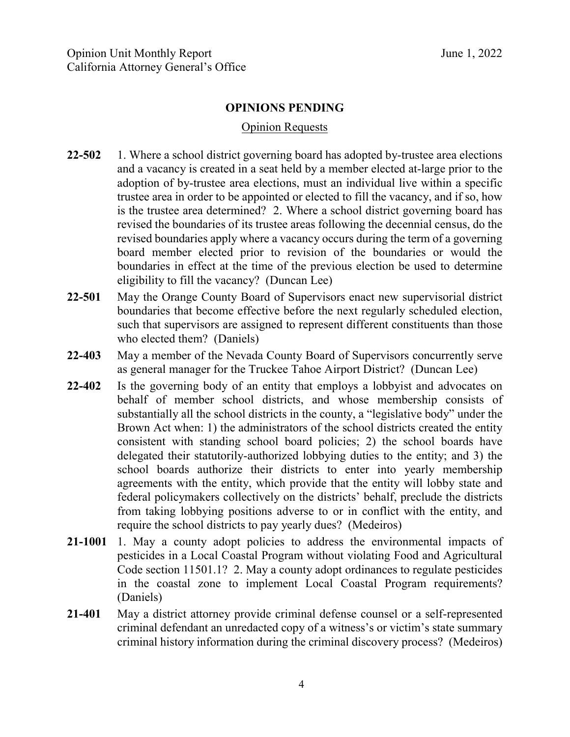## OPINIONS PENDING

### Opinion Requests

**22-502** 1. Where a school district governing board has adopted by-trustee area elections and a vacancy is created in a seat held by a member elected at-large prior to the adoption of by-trustee area elections, must an individual live within a specific trustee area in order to be appointed or elected to fill the vacancy, and if so, how is the trustee area determined? 2. Where a school district governing board has revised the boundaries of its trustee areas following the decennial census, do the revised boundaries apply where a vacancy occurs during the term of a governing board member elected prior to revision of the boundaries or would the boundaries in effect at the time of the previous election be used to determine eligibility to fill the vacancy? (Duncan Lee)

**22-501** May the Orange County Board of Supervisors enact new supervisorial district boundaries that become effective before the next regularly scheduled election, such that supervisors are assigned to represent different constituents than those who elected them? (Daniels)

**22-403** May a member of the Nevada County Board of Supervisors concurrently serve as general manager for the Truckee Tahoe Airport District? (Duncan Lee)

**22-402** Is the governing body of an entity that employs a lobbyist and advocates on behalf of member school districts, and whose membership consists of substantially all the school districts in the county, a "legislative body" under the Brown Act when: 1) the administrators of the school districts created the entity consistent with standing school board policies; 2) the school boards have delegated their statutorily-authorized lobbying duties to the entity; and 3) the school boards authorize their districts to enter into yearly membership agreements with the entity, which provide that the entity will lobby state and federal policymakers collectively on the districts' behalf, preclude the districts from taking lobbying positions adverse to or in conflict with the entity, and require the school districts to pay yearly dues? (Medeiros)

**21-1001** 1. May a county adopt policies to address the environmental impacts of pesticides in a Local Coastal Program without violating Food and Agricultural Code section 11501.1? 2. May a county adopt ordinances to regulate pesticides in the coastal zone to implement Local Coastal Program requirements? (Daniels)

**21-401** May a district attorney provide criminal defense counsel or a self-represented criminal defendant an unredacted copy of a witness's or victim's state summary criminal history information during the criminal discovery process? (Medeiros)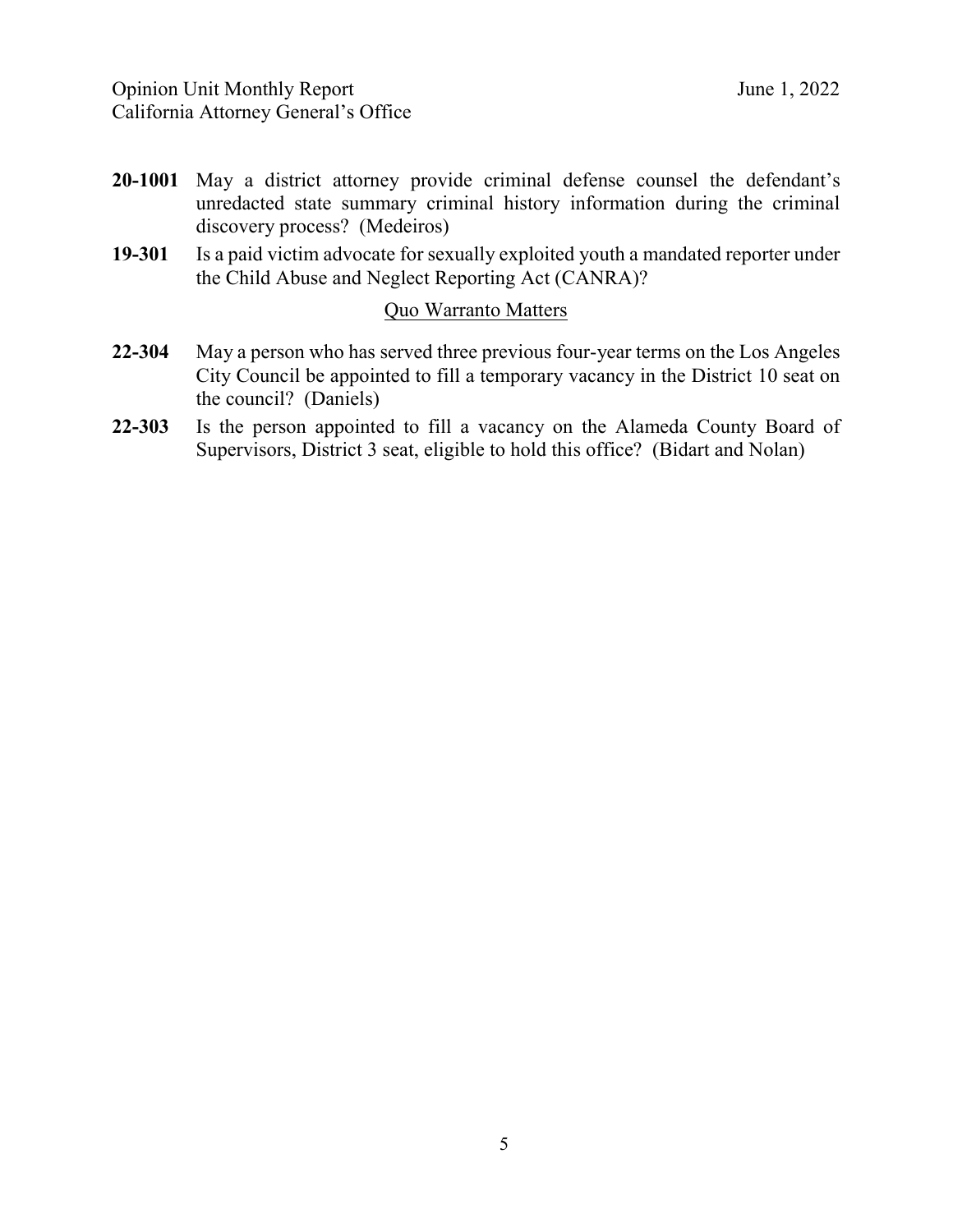**20-1001** May a district attorney provide criminal defense counsel the defendant's unredacted state summary criminal history information during the criminal discovery process? (Medeiros)

**19-301** Is a paid victim advocate for sexually exploited youth a mandated reporter under the Child Abuse and Neglect Reporting Act (CANRA)?

## Quo Warranto Matters

**22-304** May a person who has served three previous four-year terms on the Los Angeles City Council be appointed to fill a temporary vacancy in the District 10 seat on the council? (Daniels)

**22-303** Is the person appointed to fill a vacancy on the Alameda County Board of Supervisors, District 3 seat, eligible to hold this office? (Bidart and Nolan)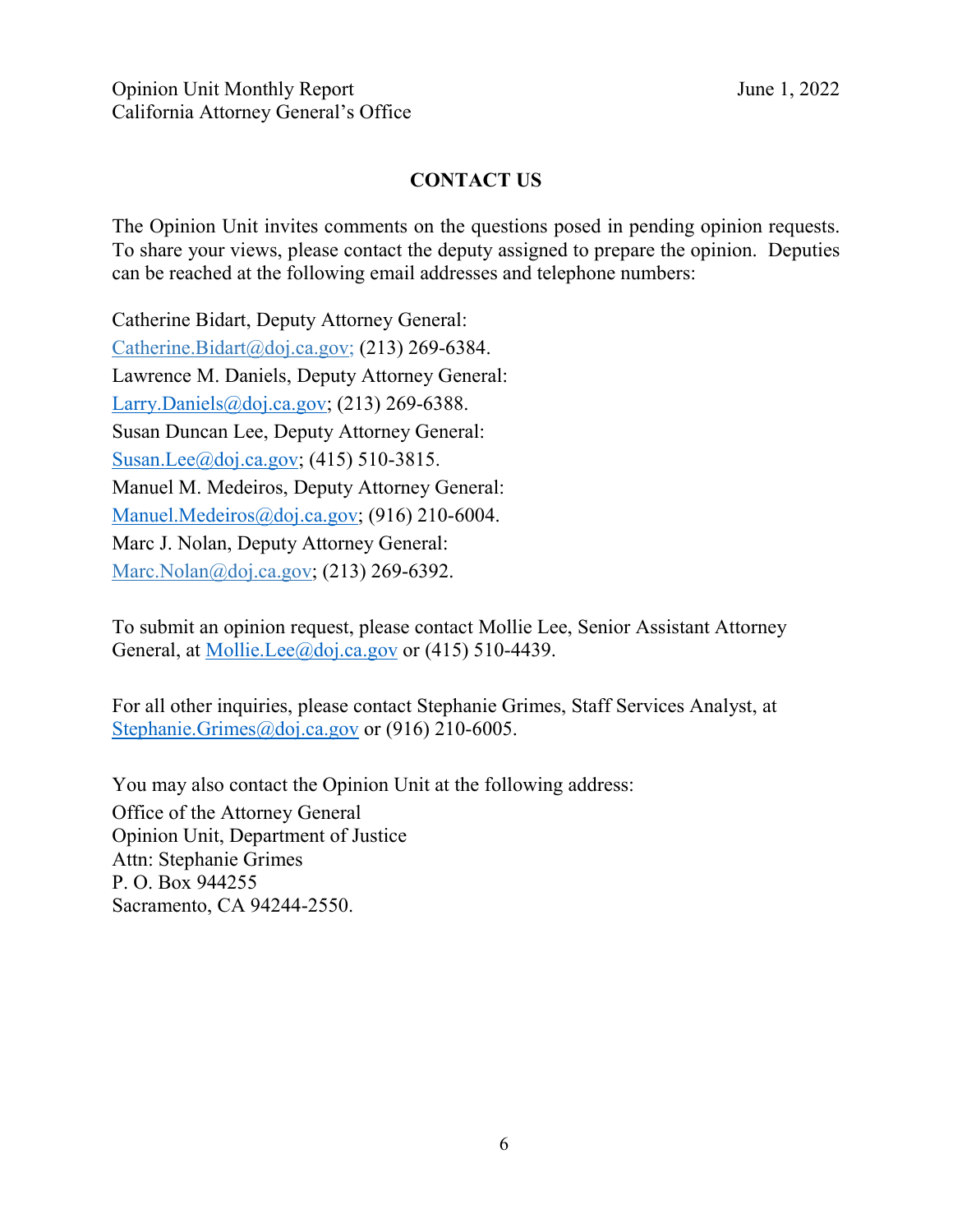## CONTACT US

The Opinion Unit invites comments on the questions posed in pending opinion requests. To share your views, please contact the deputy assigned to prepare the opinion. Deputies can be reached at the following email addresses and telephone numbers:

Catherine Bidart, Deputy Attorney General:
Catherine.Bidart@doj.ca.gov; (213) 269-6384.
Lawrence M. Daniels, Deputy Attorney General:
Larry.Daniels@doj.ca.gov; (213) 269-6388.
Susan Duncan Lee, Deputy Attorney General:
Susan.Lee@doj.ca.gov; (415) 510-3815.
Manuel M. Medeiros, Deputy Attorney General:
Manuel.Medeiros@doj.ca.gov; (916) 210-6004.
Marc J. Nolan, Deputy Attorney General:
Marc.Nolan@doj.ca.gov; (213) 269-6392.

To submit an opinion request, please contact Mollie Lee, Senior Assistant Attorney General, at Mollie.Lee@doj.ca.gov or (415) 510-4439.

For all other inquiries, please contact Stephanie Grimes, Staff Services Analyst, at Stephanie.Grimes@doj.ca.gov or (916) 210-6005.

You may also contact the Opinion Unit at the following address:
Office of the Attorney General
Opinion Unit, Department of Justice
Attn: Stephanie Grimes
P. O. Box 944255
Sacramento, CA 94244-2550.